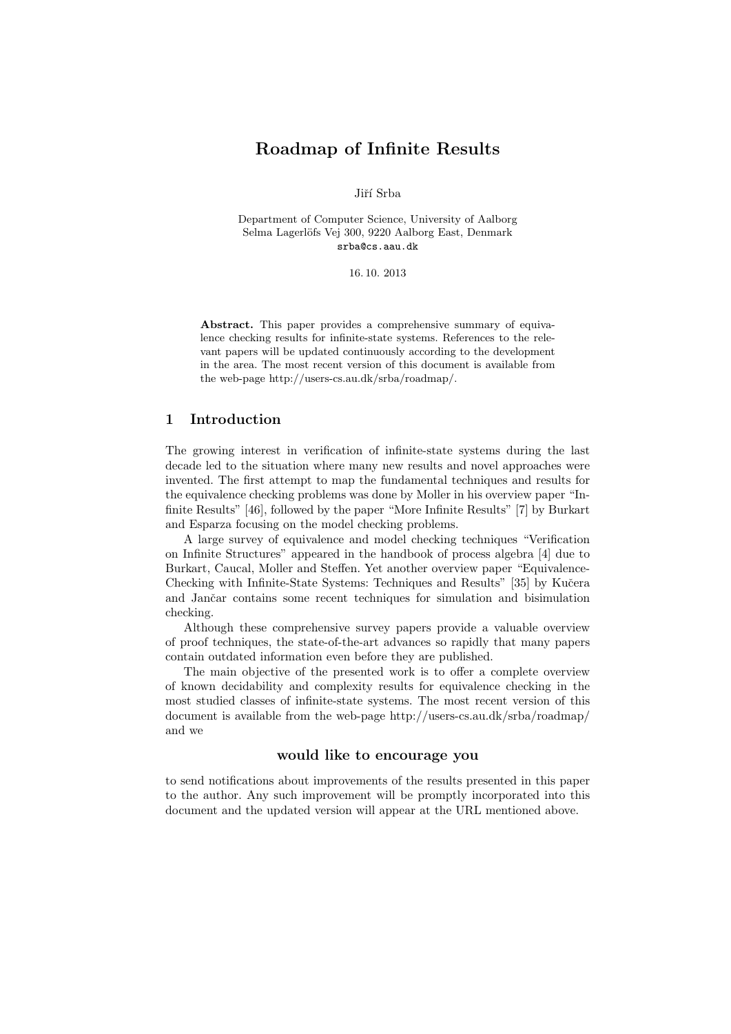# Roadmap of Infinite Results

Jiří Srba

Department of Computer Science, University of Aalborg
Selma Lagerlöfs Vej 300, 9220 Aalborg East, Denmark
srba@cs.aau.dk

16. 10. 2013

**Abstract.** This paper provides a comprehensive summary of equivalence checking results for infinite-state systems. References to the relevant papers will be updated continuously according to the development in the area. The most recent version of this document is available from the web-page http://users-cs.au.dk/srba/roadmap/.

## 1 Introduction

The growing interest in verification of infinite-state systems during the last decade led to the situation where many new results and novel approaches were invented. The first attempt to map the fundamental techniques and results for the equivalence checking problems was done by Moller in his overview paper "Infinite Results" [46], followed by the paper "More Infinite Results" [7] by Burkart and Esparza focusing on the model checking problems.

A large survey of equivalence and model checking techniques "Verification on Infinite Structures" appeared in the handbook of process algebra [4] due to Burkart, Caucal, Moller and Steffen. Yet another overview paper "Equivalence-Checking with Infinite-State Systems: Techniques and Results" [35] by Kučera and Jančar contains some recent techniques for simulation and bisimulation checking.

Although these comprehensive survey papers provide a valuable overview of proof techniques, the state-of-the-art advances so rapidly that many papers contain outdated information even before they are published.

The main objective of the presented work is to offer a complete overview of known decidability and complexity results for equivalence checking in the most studied classes of infinite-state systems. The most recent version of this document is available from the web-page http://users-cs.au.dk/srba/roadmap/ and we

**would like to encourage you**

to send notifications about improvements of the results presented in this paper to the author. Any such improvement will be promptly incorporated into this document and the updated version will appear at the URL mentioned above.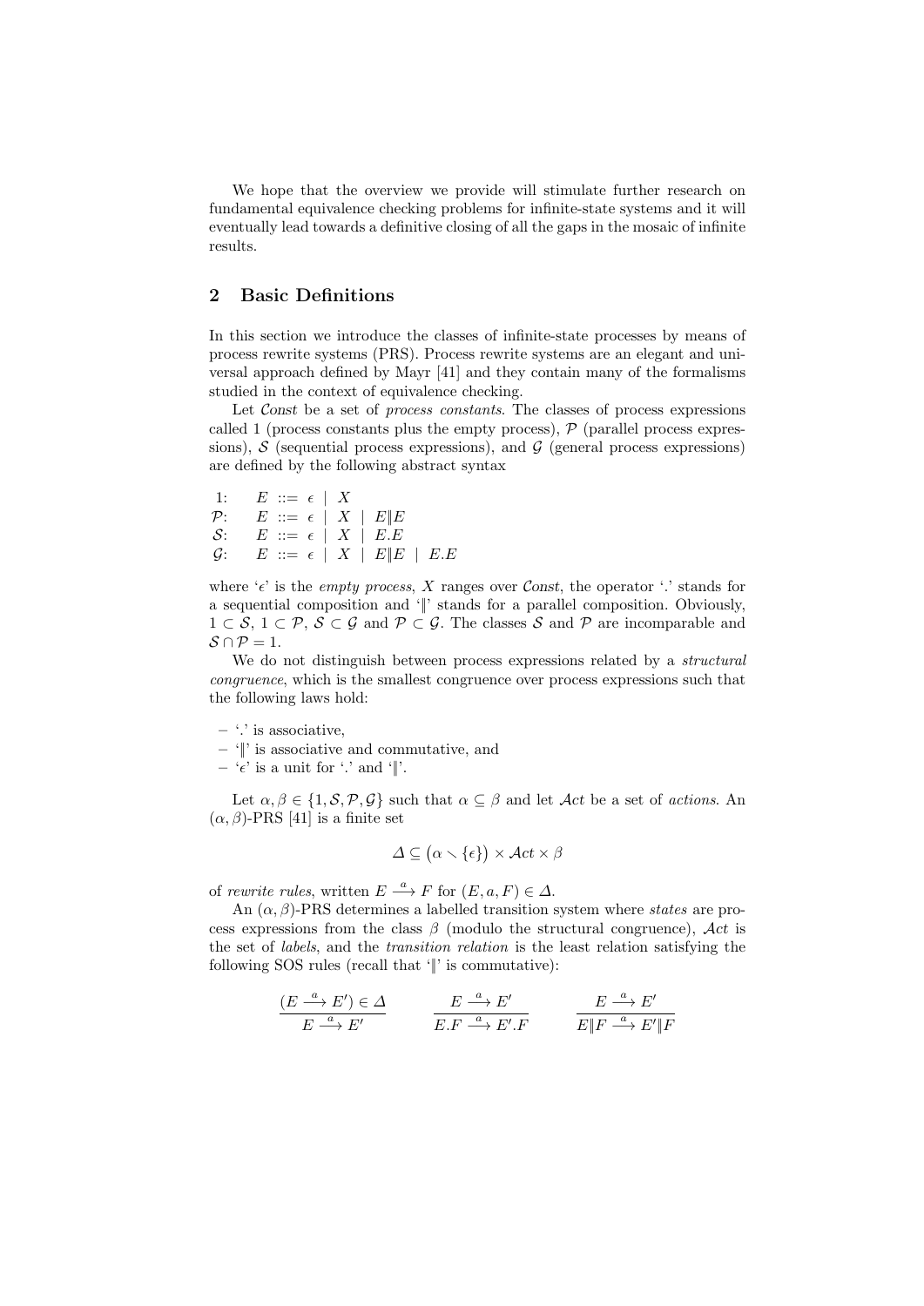We hope that the overview we provide will stimulate further research on fundamental equivalence checking problems for infinite-state systems and it will eventually lead towards a definitive closing of all the gaps in the mosaic of infinite results.

## 2 Basic Definitions

In this section we introduce the classes of infinite-state processes by means of process rewrite systems (PRS). Process rewrite systems are an elegant and universal approach defined by Mayr [41] and they contain many of the formalisms studied in the context of equivalence checking.

Let $\mathit{Const}$ be a set of *process constants*. The classes of process expressions called 1 (process constants plus the empty process), $\mathcal{P}$ (parallel process expressions), $\mathcal{S}$ (sequential process expressions), and $\mathcal{G}$ (general process expressions) are defined by the following abstract syntax

$$
\begin{array}{ll}
1: & E ::= \epsilon \mid X \\
\mathcal{P}: & E ::= \epsilon \mid X \mid E \| E \\
\mathcal{S}: & E ::= \epsilon \mid X \mid E.E \\
\mathcal{G}: & E ::= \epsilon \mid X \mid E \| E \mid E.E
\end{array}
$$

where '$\epsilon$' is the *empty process*, $X$ ranges over $\mathit{Const}$, the operator '.' stands for a sequential composition and '$\|$' stands for a parallel composition. Obviously, $1 \subset \mathcal{S}$, $1 \subset \mathcal{P}$, $\mathcal{S} \subset \mathcal{G}$ and $\mathcal{P} \subset \mathcal{G}$. The classes $\mathcal{S}$ and $\mathcal{P}$ are incomparable and $\mathcal{S} \cap \mathcal{P} = 1$.

We do not distinguish between process expressions related by a *structural congruence*, which is the smallest congruence over process expressions such that the following laws hold:

- '.' is associative,
- '$\|$' is associative and commutative, and
- '$\epsilon$' is a unit for '.' and '$\|$'.

Let $\alpha, \beta \in \{1, \mathcal{S}, \mathcal{P}, \mathcal{G}\}$ such that $\alpha \subseteq \beta$ and let $\mathcal{A}ct$ be a set of *actions*. An $(\alpha, \beta)$-PRS [41] is a finite set

$$\Delta \subseteq \big(\alpha \smallsetminus \{\epsilon\}\big) \times \mathcal{A}ct \times \beta$$

of *rewrite rules*, written $E \stackrel{a}{\longrightarrow} F$ for $(E, a, F) \in \Delta$.

An $(\alpha, \beta)$-PRS determines a labelled transition system where *states* are process expressions from the class $\beta$ (modulo the structural congruence), $\mathcal{A}ct$ is the set of *labels*, and the *transition relation* is the least relation satisfying the following SOS rules (recall that '$\|$' is commutative):

$$
\frac{(E \stackrel{a}{\longrightarrow} E') \in \Delta}{E \stackrel{a}{\longrightarrow} E'} \qquad \frac{E \stackrel{a}{\longrightarrow} E'}{E.F \stackrel{a}{\longrightarrow} E'.F} \qquad \frac{E \stackrel{a}{\longrightarrow} E'}{E \| F \stackrel{a}{\longrightarrow} E' \| F}
$$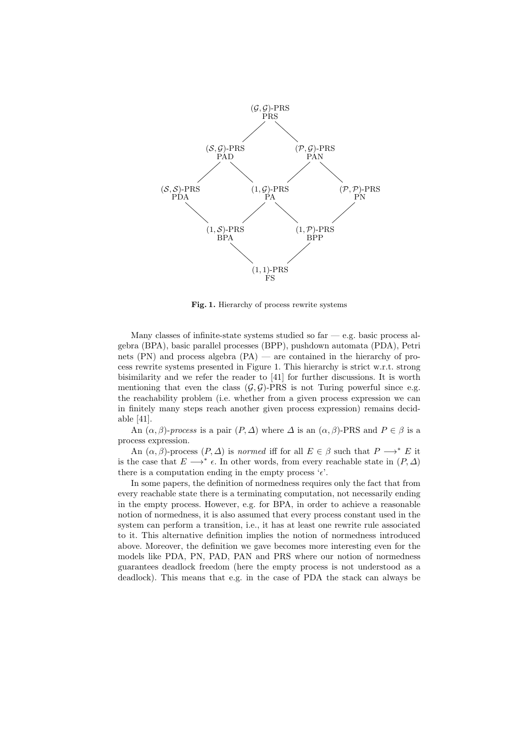$(\mathcal{G},\mathcal{G})$-PRS
PRS

$(\mathcal{S},\mathcal{G})$-PRS
PAD

$(\mathcal{P},\mathcal{G})$-PRS
PAN

$(\mathcal{S},\mathcal{S})$-PRS
PDA

$(1,\mathcal{G})$-PRS
PA

$(\mathcal{P},\mathcal{P})$-PRS
PN

$(1,\mathcal{S})$-PRS
BPA

$(1,\mathcal{P})$-PRS
BPP

$(1,1)$-PRS
FS

**Fig. 1.** Hierarchy of process rewrite systems

Many classes of infinite-state systems studied so far — e.g. basic process algebra (BPA), basic parallel processes (BPP), pushdown automata (PDA), Petri nets (PN) and process algebra (PA) — are contained in the hierarchy of process rewrite systems presented in Figure 1. This hierarchy is strict w.r.t. strong bisimilarity and we refer the reader to [41] for further discussions. It is worth mentioning that even the class $(\mathcal{G},\mathcal{G})$-PRS is not Turing powerful since e.g. the reachability problem (i.e. whether from a given process expression we can in finitely many steps reach another given process expression) remains decidable [41].

An $(\alpha,\beta)$-*process* is a pair $(P,\Delta)$ where $\Delta$ is an $(\alpha,\beta)$-PRS and $P \in \beta$ is a process expression.

An $(\alpha,\beta)$-process $(P,\Delta)$ is *normed* iff for all $E \in \beta$ such that $P \longrightarrow^* E$ it is the case that $E \longrightarrow^* \epsilon$. In other words, from every reachable state in $(P,\Delta)$ there is a computation ending in the empty process '$\epsilon$'.

In some papers, the definition of normedness requires only the fact that from every reachable state there is a terminating computation, not necessarily ending in the empty process. However, e.g. for BPA, in order to achieve a reasonable notion of normedness, it is also assumed that every process constant used in the system can perform a transition, i.e., it has at least one rewrite rule associated to it. This alternative definition implies the notion of normedness introduced above. Moreover, the definition we gave becomes more interesting even for the models like PDA, PN, PAD, PAN and PRS where our notion of normedness guarantees deadlock freedom (here the empty process is not understood as a deadlock). This means that e.g. in the case of PDA the stack can always be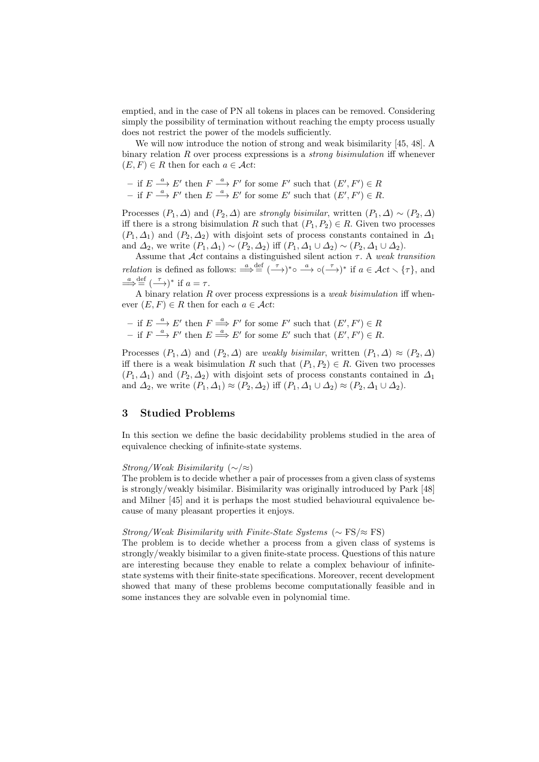emptied, and in the case of PN all tokens in places can be removed. Considering simply the possibility of termination without reaching the empty process usually does not restrict the power of the models sufficiently.

We will now introduce the notion of strong and weak bisimilarity [45, 48]. A binary relation $R$ over process expressions is a *strong bisimulation* iff whenever $(E, F) \in R$ then for each $a \in \mathcal{A}ct$:

- if $E \xrightarrow{a} E'$ then $F \xrightarrow{a} F'$ for some $F'$ such that $(E', F') \in R$
- if $F \xrightarrow{a} F'$ then $E \xrightarrow{a} E'$ for some $E'$ such that $(E', F') \in R$.

Processes $(P_1, \Delta)$ and $(P_2, \Delta)$ are *strongly bisimilar*, written $(P_1, \Delta) \sim (P_2, \Delta)$ iff there is a strong bisimulation $R$ such that $(P_1, P_2) \in R$. Given two processes $(P_1, \Delta_1)$ and $(P_2, \Delta_2)$ with disjoint sets of process constants contained in $\Delta_1$ and $\Delta_2$, we write $(P_1, \Delta_1) \sim (P_2, \Delta_2)$ iff $(P_1, \Delta_1 \cup \Delta_2) \sim (P_2, \Delta_1 \cup \Delta_2)$.

Assume that $\mathcal{A}ct$ contains a distinguished silent action $\tau$. A *weak transition relation* is defined as follows: $\stackrel{a}{\Longrightarrow} \stackrel{\text{def}}{=} (\stackrel{\tau}{\longrightarrow})^* \circ \stackrel{a}{\longrightarrow} \circ (\stackrel{\tau}{\longrightarrow})^*$ if $a \in \mathcal{A}ct \smallsetminus \{\tau\}$, and $\stackrel{a}{\Longrightarrow} \stackrel{\text{def}}{=} (\stackrel{\tau}{\longrightarrow})^*$ if $a = \tau$.

A binary relation $R$ over process expressions is a *weak bisimulation* iff whenever $(E, F) \in R$ then for each $a \in \mathcal{A}ct$:

- if $E \xrightarrow{a} E'$ then $F \stackrel{a}{\Longrightarrow} F'$ for some $F'$ such that $(E', F') \in R$
- if $F \xrightarrow{a} F'$ then $E \stackrel{a}{\Longrightarrow} E'$ for some $E'$ such that $(E', F') \in R$.

Processes $(P_1, \Delta)$ and $(P_2, \Delta)$ are *weakly bisimilar*, written $(P_1, \Delta) \approx (P_2, \Delta)$ iff there is a weak bisimulation $R$ such that $(P_1, P_2) \in R$. Given two processes $(P_1, \Delta_1)$ and $(P_2, \Delta_2)$ with disjoint sets of process constants contained in $\Delta_1$ and $\Delta_2$, we write $(P_1, \Delta_1) \approx (P_2, \Delta_2)$ iff $(P_1, \Delta_1 \cup \Delta_2) \approx (P_2, \Delta_1 \cup \Delta_2)$.

## 3 Studied Problems

In this section we define the basic decidability problems studied in the area of equivalence checking of infinite-state systems.

*Strong/Weak Bisimilarity* ($\sim$/$\approx$)
The problem is to decide whether a pair of processes from a given class of systems is strongly/weakly bisimilar. Bisimilarity was originally introduced by Park [48] and Milner [45] and it is perhaps the most studied behavioural equivalence because of many pleasant properties it enjoys.

*Strong/Weak Bisimilarity with Finite-State Systems* ($\sim$ FS/$\approx$ FS)
The problem is to decide whether a process from a given class of systems is strongly/weakly bisimilar to a given finite-state process. Questions of this nature are interesting because they enable to relate a complex behaviour of infinite-state systems with their finite-state specifications. Moreover, recent development showed that many of these problems become computationally feasible and in some instances they are solvable even in polynomial time.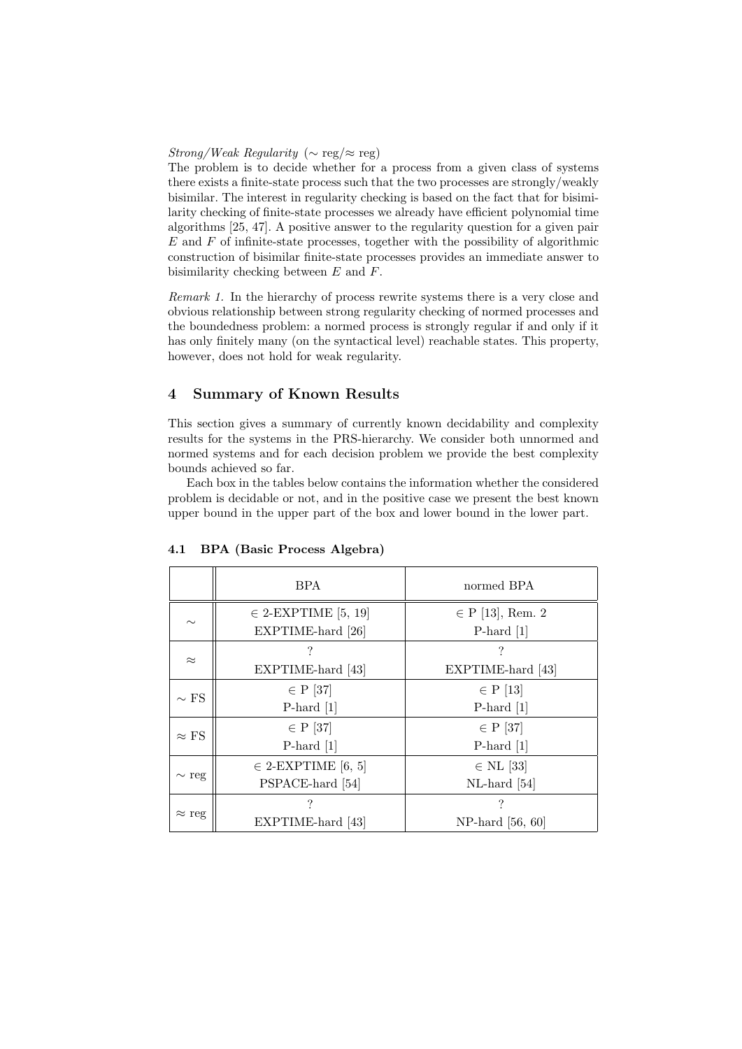*Strong/Weak Regularity* ($\sim$ reg/$\approx$ reg)
The problem is to decide whether for a process from a given class of systems there exists a finite-state process such that the two processes are strongly/weakly bisimilar. The interest in regularity checking is based on the fact that for bisimilarity checking of finite-state processes we already have efficient polynomial time algorithms [25, 47]. A positive answer to the regularity question for a given pair $E$ and $F$ of infinite-state processes, together with the possibility of algorithmic construction of bisimilar finite-state processes provides an immediate answer to bisimilarity checking between $E$ and $F$.

*Remark 1.* In the hierarchy of process rewrite systems there is a very close and obvious relationship between strong regularity checking of normed processes and the boundedness problem: a normed process is strongly regular if and only if it has only finitely many (on the syntactical level) reachable states. This property, however, does not hold for weak regularity.

## 4 Summary of Known Results

This section gives a summary of currently known decidability and complexity results for the systems in the PRS-hierarchy. We consider both unnormed and normed systems and for each decision problem we provide the best complexity bounds achieved so far.

Each box in the tables below contains the information whether the considered problem is decidable or not, and in the positive case we present the best known upper bound in the upper part of the box and lower bound in the lower part.

### 4.1 BPA (Basic Process Algebra)

| | BPA | normed BPA |
|---|---|---|
| $\sim$ | $\in$ 2-EXPTIME [5, 19]<br>EXPTIME-hard [26] | $\in$ P [13], Rem. 2<br>P-hard [1] |
| $\approx$ | ?<br>EXPTIME-hard [43] | ?<br>EXPTIME-hard [43] |
| $\sim$ FS | $\in$ P [37]<br>P-hard [1] | $\in$ P [13]<br>P-hard [1] |
| $\approx$ FS | $\in$ P [37]<br>P-hard [1] | $\in$ P [37]<br>P-hard [1] |
| $\sim$ reg | $\in$ 2-EXPTIME [6, 5]<br>PSPACE-hard [54] | $\in$ NL [33]<br>NL-hard [54] |
| $\approx$ reg | ?<br>EXPTIME-hard [43] | ?<br>NP-hard [56, 60] |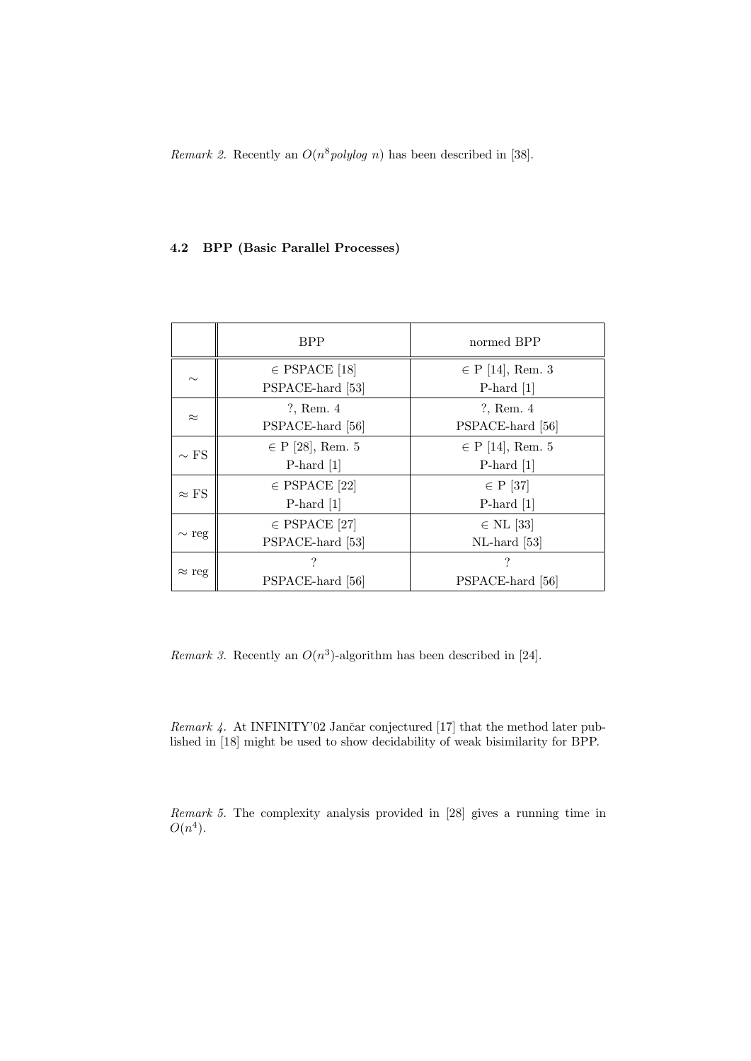*Remark 2.* Recently an $O(n^8 polylog\ n)$ has been described in [38].

### 4.2 BPP (Basic Parallel Processes)

| | BPP | normed BPP |
|---|---|---|
| $\sim$ | $\in$ PSPACE [18]<br>PSPACE-hard [53] | $\in$ P [14], Rem. 3<br>P-hard [1] |
| $\approx$ | ?, Rem. 4<br>PSPACE-hard [56] | ?, Rem. 4<br>PSPACE-hard [56] |
| $\sim$ FS | $\in$ P [28], Rem. 5<br>P-hard [1] | $\in$ P [14], Rem. 5<br>P-hard [1] |
| $\approx$ FS | $\in$ PSPACE [22]<br>P-hard [1] | $\in$ P [37]<br>P-hard [1] |
| $\sim$ reg | $\in$ PSPACE [27]<br>PSPACE-hard [53] | $\in$ NL [33]<br>NL-hard [53] |
| $\approx$ reg | ?<br>PSPACE-hard [56] | ?<br>PSPACE-hard [56] |

*Remark 3.* Recently an $O(n^3)$-algorithm has been described in [24].

*Remark 4.* At INFINITY'02 Jančar conjectured [17] that the method later published in [18] might be used to show decidability of weak bisimilarity for BPP.

*Remark 5.* The complexity analysis provided in [28] gives a running time in $O(n^4)$.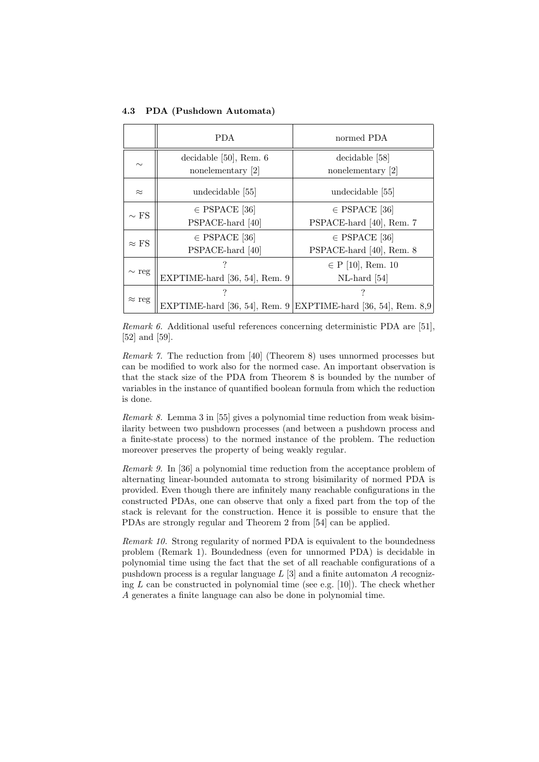### 4.3 PDA (Pushdown Automata)

| | PDA | normed PDA |
|---|---|---|
| $\sim$ | decidable [50], Rem. 6<br>nonelementary [2] | decidable [58]<br>nonelementary [2] |
| $\approx$ | undecidable [55] | undecidable [55] |
| $\sim$ FS | $\in$ PSPACE [36]<br>PSPACE-hard [40] | $\in$ PSPACE [36]<br>PSPACE-hard [40], Rem. 7 |
| $\approx$ FS | $\in$ PSPACE [36]<br>PSPACE-hard [40] | $\in$ PSPACE [36]<br>PSPACE-hard [40], Rem. 8 |
| $\sim$ reg | ?<br>EXPTIME-hard [36, 54], Rem. 9 | $\in$ P [10], Rem. 10<br>NL-hard [54] |
| $\approx$ reg | ?<br>EXPTIME-hard [36, 54], Rem. 9 | ?<br>EXPTIME-hard [36, 54], Rem. 8,9 |

*Remark 6.* Additional useful references concerning deterministic PDA are [51], [52] and [59].

*Remark 7.* The reduction from [40] (Theorem 8) uses unnormed processes but can be modified to work also for the normed case. An important observation is that the stack size of the PDA from Theorem 8 is bounded by the number of variables in the instance of quantified boolean formula from which the reduction is done.

*Remark 8.* Lemma 3 in [55] gives a polynomial time reduction from weak bisimilarity between two pushdown processes (and between a pushdown process and a finite-state process) to the normed instance of the problem. The reduction moreover preserves the property of being weakly regular.

*Remark 9.* In [36] a polynomial time reduction from the acceptance problem of alternating linear-bounded automata to strong bisimilarity of normed PDA is provided. Even though there are infinitely many reachable configurations in the constructed PDAs, one can observe that only a fixed part from the top of the stack is relevant for the construction. Hence it is possible to ensure that the PDAs are strongly regular and Theorem 2 from [54] can be applied.

*Remark 10.* Strong regularity of normed PDA is equivalent to the boundedness problem (Remark 1). Boundedness (even for unnormed PDA) is decidable in polynomial time using the fact that the set of all reachable configurations of a pushdown process is a regular language $L$ [3] and a finite automaton $A$ recognizing $L$ can be constructed in polynomial time (see e.g. [10]). The check whether $A$ generates a finite language can also be done in polynomial time.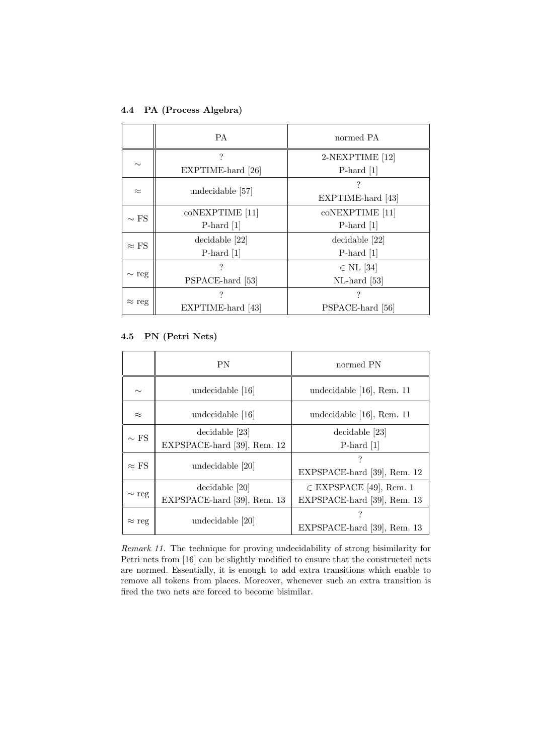### 4.4 PA (Process Algebra)

| | PA | normed PA |
|---|---|---|
| $\sim$ | ?<br>EXPTIME-hard [26] | 2-NEXPTIME [12]<br>P-hard [1] |
| $\approx$ | undecidable [57] | ?<br>EXPTIME-hard [43] |
| $\sim$ FS | coNEXPTIME [11]<br>P-hard [1] | coNEXPTIME [11]<br>P-hard [1] |
| $\approx$ FS | decidable [22]<br>P-hard [1] | decidable [22]<br>P-hard [1] |
| $\sim$ reg | ?<br>PSPACE-hard [53] | $\in$ NL [34]<br>NL-hard [53] |
| $\approx$ reg | ?<br>EXPTIME-hard [43] | ?<br>PSPACE-hard [56] |

### 4.5 PN (Petri Nets)

| | PN | normed PN |
|---|---|---|
| $\sim$ | undecidable [16] | undecidable [16], Rem. 11 |
| $\approx$ | undecidable [16] | undecidable [16], Rem. 11 |
| $\sim$ FS | decidable [23]<br>EXPSPACE-hard [39], Rem. 12 | decidable [23]<br>P-hard [1] |
| $\approx$ FS | undecidable [20] | ?<br>EXPSPACE-hard [39], Rem. 12 |
| $\sim$ reg | decidable [20]<br>EXPSPACE-hard [39], Rem. 13 | $\in$ EXPSPACE [49], Rem. 1<br>EXPSPACE-hard [39], Rem. 13 |
| $\approx$ reg | undecidable [20] | ?<br>EXPSPACE-hard [39], Rem. 13 |

*Remark 11.* The technique for proving undecidability of strong bisimilarity for Petri nets from [16] can be slightly modified to ensure that the constructed nets are normed. Essentially, it is enough to add extra transitions which enable to remove all tokens from places. Moreover, whenever such an extra transition is fired the two nets are forced to become bisimilar.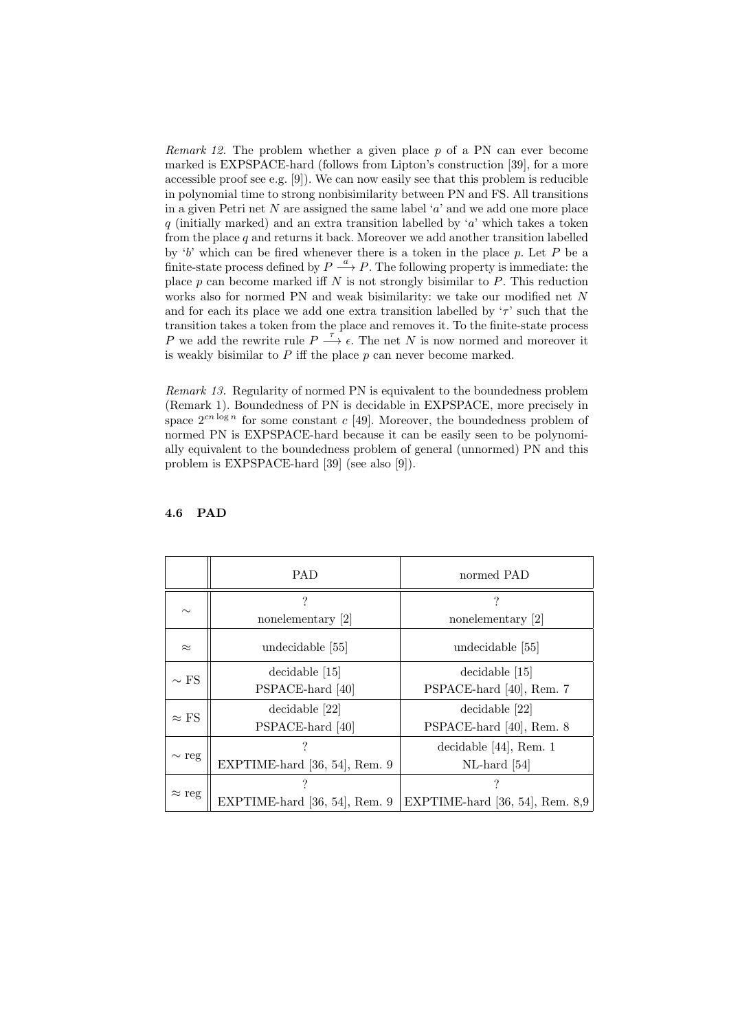*Remark 12.* The problem whether a given place $p$ of a PN can ever become marked is EXPSPACE-hard (follows from Lipton's construction [39], for a more accessible proof see e.g. [9]). We can now easily see that this problem is reducible in polynomial time to strong nonbisimilarity between PN and FS. All transitions in a given Petri net $N$ are assigned the same label '$a$' and we add one more place $q$ (initially marked) and an extra transition labelled by '$a$' which takes a token from the place $q$ and returns it back. Moreover we add another transition labelled by '$b$' which can be fired whenever there is a token in the place $p$. Let $P$ be a finite-state process defined by $P \xrightarrow{a} P$. The following property is immediate: the place $p$ can become marked iff $N$ is not strongly bisimilar to $P$. This reduction works also for normed PN and weak bisimilarity: we take our modified net $N$ and for each its place we add one extra transition labelled by '$\tau$' such that the transition takes a token from the place and removes it. To the finite-state process $P$ we add the rewrite rule $P \xrightarrow{\tau} \epsilon$. The net $N$ is now normed and moreover it is weakly bisimilar to $P$ iff the place $p$ can never become marked.

*Remark 13.* Regularity of normed PN is equivalent to the boundedness problem (Remark 1). Boundedness of PN is decidable in EXPSPACE, more precisely in space $2^{cn \log n}$ for some constant $c$ [49]. Moreover, the boundedness problem of normed PN is EXPSPACE-hard because it can be easily seen to be polynomially equivalent to the boundedness problem of general (unnormed) PN and this problem is EXPSPACE-hard [39] (see also [9]).

### 4.6 PAD

| | PAD | normed PAD |
|---|---|---|
| $\sim$ | ?<br>nonelementary [2] | ?<br>nonelementary [2] |
| $\approx$ | undecidable [55] | undecidable [55] |
| $\sim$ FS | decidable [15]<br>PSPACE-hard [40] | decidable [15]<br>PSPACE-hard [40], Rem. 7 |
| $\approx$ FS | decidable [22]<br>PSPACE-hard [40] | decidable [22]<br>PSPACE-hard [40], Rem. 8 |
| $\sim$ reg | ?<br>EXPTIME-hard [36, 54], Rem. 9 | decidable [44], Rem. 1<br>NL-hard [54] |
| $\approx$ reg | ?<br>EXPTIME-hard [36, 54], Rem. 9 | ?<br>EXPTIME-hard [36, 54], Rem. 8,9 |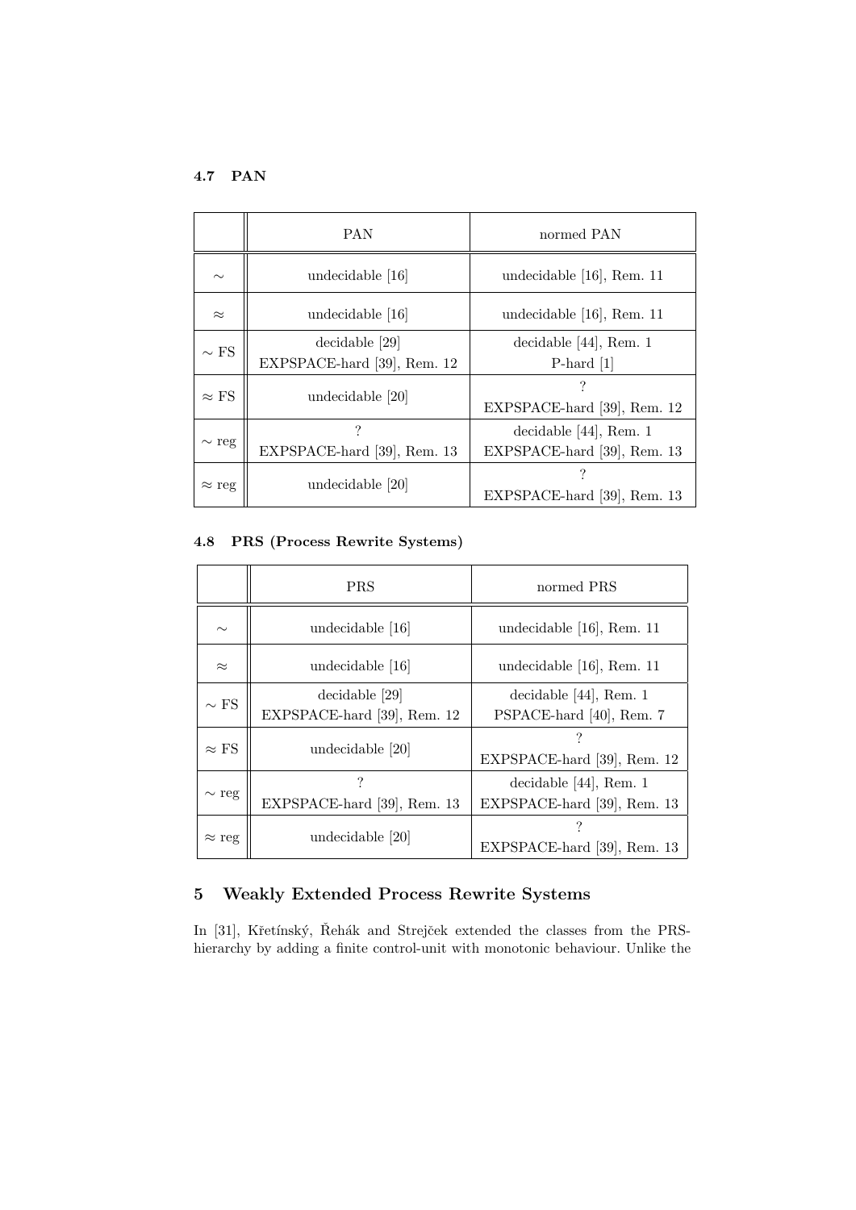### 4.7 PAN

| | PAN | normed PAN |
|---|---|---|
| $\sim$ | undecidable [16] | undecidable [16], Rem. 11 |
| $\approx$ | undecidable [16] | undecidable [16], Rem. 11 |
| $\sim$ FS | decidable [29]<br>EXPSPACE-hard [39], Rem. 12 | decidable [44], Rem. 1<br>P-hard [1] |
| $\approx$ FS | undecidable [20] | ?<br>EXPSPACE-hard [39], Rem. 12 |
| $\sim$ reg | ?<br>EXPSPACE-hard [39], Rem. 13 | decidable [44], Rem. 1<br>EXPSPACE-hard [39], Rem. 13 |
| $\approx$ reg | undecidable [20] | ?<br>EXPSPACE-hard [39], Rem. 13 |

### 4.8 PRS (Process Rewrite Systems)

| | PRS | normed PRS |
|---|---|---|
| $\sim$ | undecidable [16] | undecidable [16], Rem. 11 |
| $\approx$ | undecidable [16] | undecidable [16], Rem. 11 |
| $\sim$ FS | decidable [29]<br>EXPSPACE-hard [39], Rem. 12 | decidable [44], Rem. 1<br>PSPACE-hard [40], Rem. 7 |
| $\approx$ FS | undecidable [20] | ?<br>EXPSPACE-hard [39], Rem. 12 |
| $\sim$ reg | ?<br>EXPSPACE-hard [39], Rem. 13 | decidable [44], Rem. 1<br>EXPSPACE-hard [39], Rem. 13 |
| $\approx$ reg | undecidable [20] | ?<br>EXPSPACE-hard [39], Rem. 13 |

## 5 Weakly Extended Process Rewrite Systems

In [31], Křetínský, Řehák and Strejček extended the classes from the PRS-hierarchy by adding a finite control-unit with monotonic behaviour. Unlike the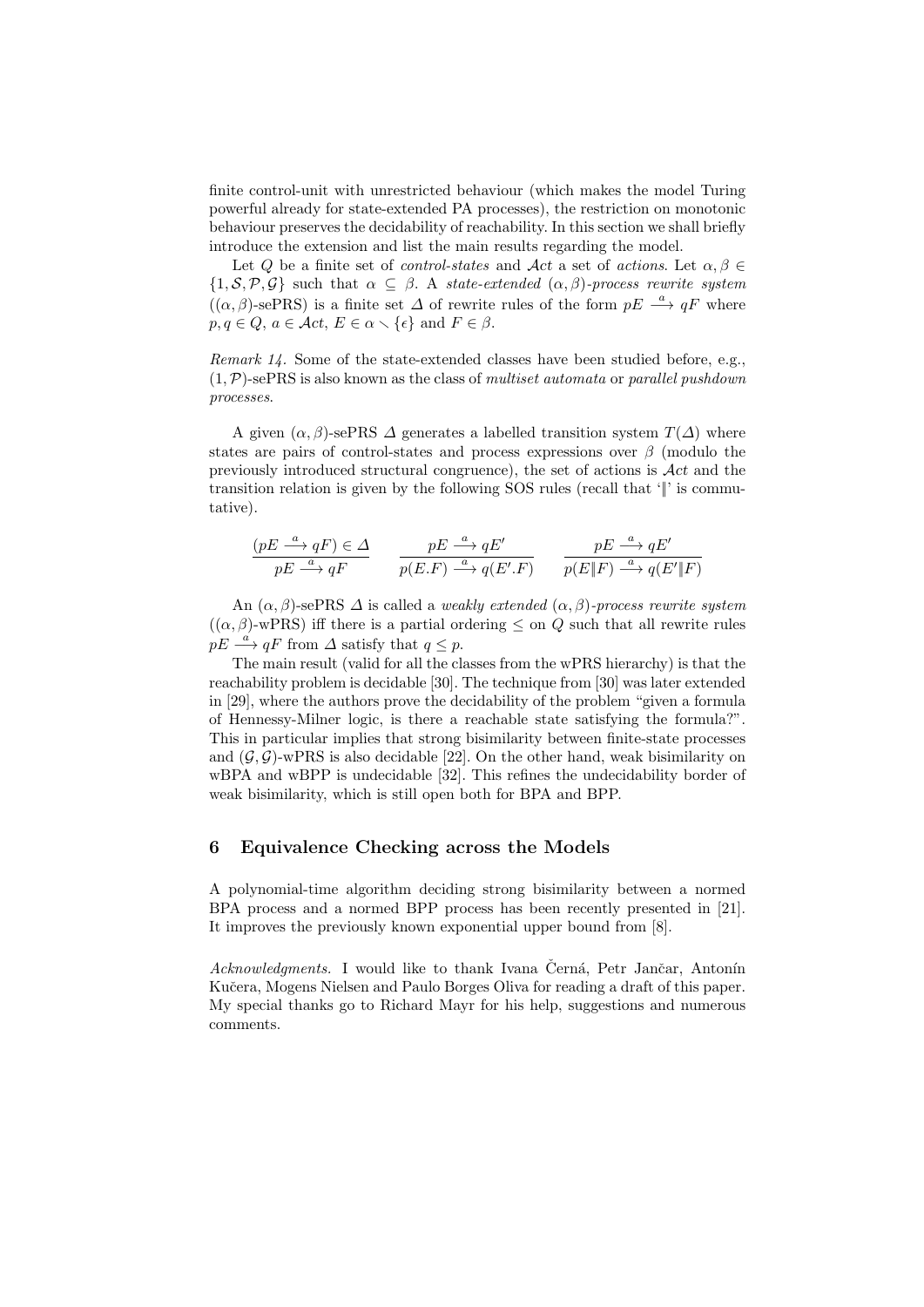finite control-unit with unrestricted behaviour (which makes the model Turing powerful already for state-extended PA processes), the restriction on monotonic behaviour preserves the decidability of reachability. In this section we shall briefly introduce the extension and list the main results regarding the model.

Let $Q$ be a finite set of *control-states* and $\mathcal{A}ct$ a set of *actions*. Let $\alpha, \beta \in \{1, \mathcal{S}, \mathcal{P}, \mathcal{G}\}$ such that $\alpha \subseteq \beta$. A *state-extended* $(\alpha, \beta)$*-process rewrite system* ($(\alpha,\beta)$-sePRS) is a finite set $\Delta$ of rewrite rules of the form $pE \stackrel{a}{\longrightarrow} qF$ where $p, q \in Q$, $a \in \mathcal{A}ct$, $E \in \alpha \smallsetminus \{\epsilon\}$ and $F \in \beta$.

*Remark 14.* Some of the state-extended classes have been studied before, e.g., $(1,\mathcal{P})$-sePRS is also known as the class of *multiset automata* or *parallel pushdown processes*.

A given $(\alpha,\beta)$-sePRS $\Delta$ generates a labelled transition system $T(\Delta)$ where states are pairs of control-states and process expressions over $\beta$ (modulo the previously introduced structural congruence), the set of actions is $\mathcal{A}ct$ and the transition relation is given by the following SOS rules (recall that '$\|$' is commutative).

$$\frac{(pE \stackrel{a}{\longrightarrow} qF) \in \Delta}{pE \stackrel{a}{\longrightarrow} qF} \qquad \frac{pE \stackrel{a}{\longrightarrow} qE'}{p(E.F) \stackrel{a}{\longrightarrow} q(E'.F)} \qquad \frac{pE \stackrel{a}{\longrightarrow} qE'}{p(E\|F) \stackrel{a}{\longrightarrow} q(E'\|F)}$$

An $(\alpha,\beta)$-sePRS $\Delta$ is called a *weakly extended* $(\alpha,\beta)$*-process rewrite system* ($(\alpha,\beta)$-wPRS) iff there is a partial ordering $\leq$ on $Q$ such that all rewrite rules $pE \stackrel{a}{\longrightarrow} qF$ from $\Delta$ satisfy that $q \leq p$.

The main result (valid for all the classes from the wPRS hierarchy) is that the reachability problem is decidable [30]. The technique from [30] was later extended in [29], where the authors prove the decidability of the problem "given a formula of Hennessy-Milner logic, is there a reachable state satisfying the formula?". This in particular implies that strong bisimilarity between finite-state processes and $(\mathcal{G},\mathcal{G})$-wPRS is also decidable [22]. On the other hand, weak bisimilarity on wBPA and wBPP is undecidable [32]. This refines the undecidability border of weak bisimilarity, which is still open both for BPA and BPP.

## 6 Equivalence Checking across the Models

A polynomial-time algorithm deciding strong bisimilarity between a normed BPA process and a normed BPP process has been recently presented in [21]. It improves the previously known exponential upper bound from [8].

*Acknowledgments.* I would like to thank Ivana Černá, Petr Jančar, Antonín Kučera, Mogens Nielsen and Paulo Borges Oliva for reading a draft of this paper. My special thanks go to Richard Mayr for his help, suggestions and numerous comments.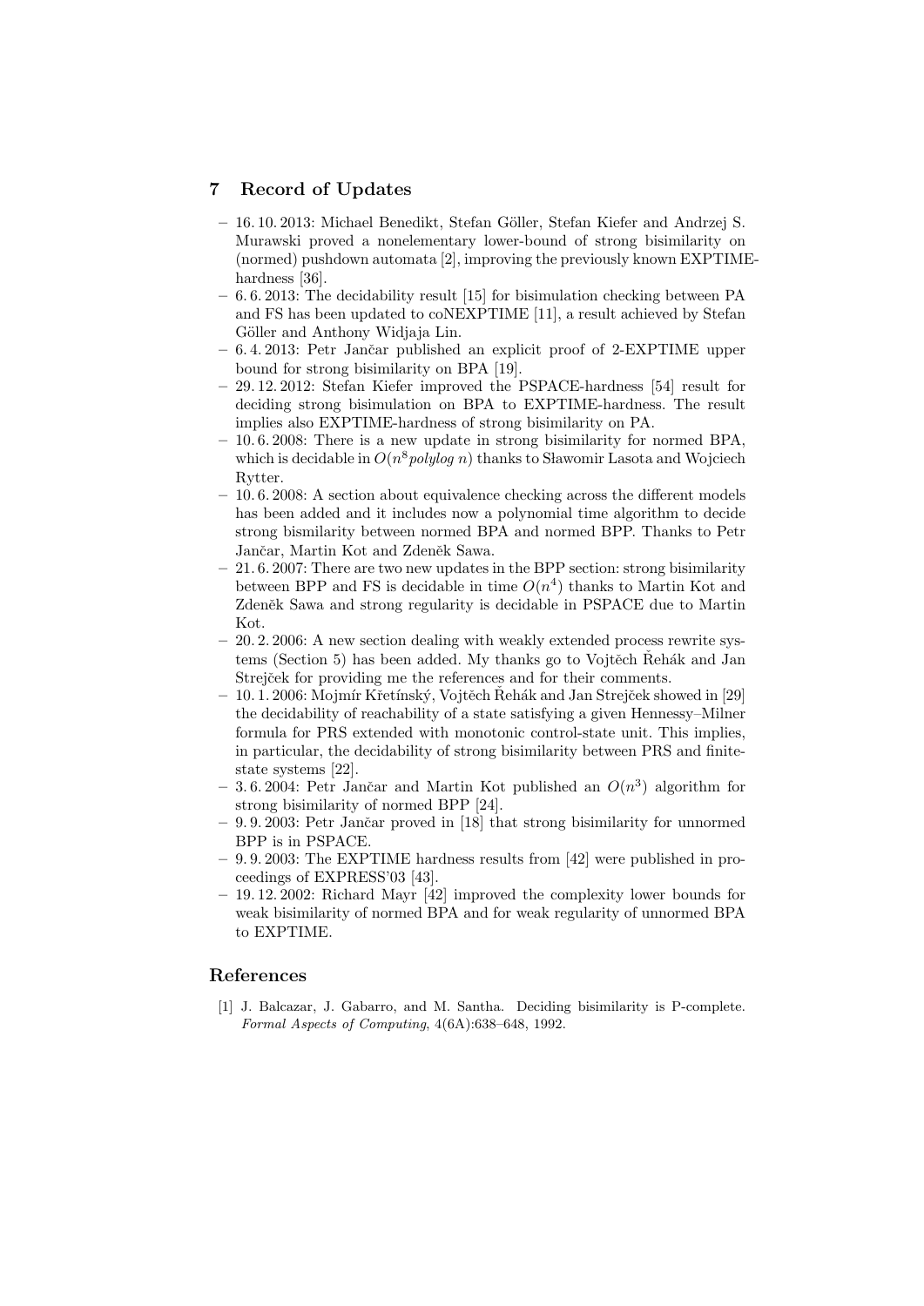## 7 Record of Updates

- 16. 10. 2013: Michael Benedikt, Stefan Göller, Stefan Kiefer and Andrzej S. Murawski proved a nonelementary lower-bound of strong bisimilarity on (normed) pushdown automata [2], improving the previously known EXPTIME-hardness [36].
- 6. 6. 2013: The decidability result [15] for bisimulation checking between PA and FS has been updated to coNEXPTIME [11], a result achieved by Stefan Göller and Anthony Widjaja Lin.
- 6. 4. 2013: Petr Jančar published an explicit proof of 2-EXPTIME upper bound for strong bisimilarity on BPA [19].
- 29. 12. 2012: Stefan Kiefer improved the PSPACE-hardness [54] result for deciding strong bisimulation on BPA to EXPTIME-hardness. The result implies also EXPTIME-hardness of strong bisimilarity on PA.
- 10. 6. 2008: There is a new update in strong bisimilarity for normed BPA, which is decidable in $O(n^8 \mathit{polylog}\ n)$ thanks to Sławomir Lasota and Wojciech Rytter.
- 10. 6. 2008: A section about equivalence checking across the different models has been added and it includes now a polynomial time algorithm to decide strong bismilarity between normed BPA and normed BPP. Thanks to Petr Jančar, Martin Kot and Zdeněk Sawa.
- 21. 6. 2007: There are two new updates in the BPP section: strong bisimilarity between BPP and FS is decidable in time $O(n^4)$ thanks to Martin Kot and Zdeněk Sawa and strong regularity is decidable in PSPACE due to Martin Kot.
- 20. 2. 2006: A new section dealing with weakly extended process rewrite systems (Section 5) has been added. My thanks go to Vojtěch Řehák and Jan Strejček for providing me the references and for their comments.
- 10. 1. 2006: Mojmír Křetínský, Vojtěch Řehák and Jan Strejček showed in [29] the decidability of reachability of a state satisfying a given Hennessy–Milner formula for PRS extended with monotonic control-state unit. This implies, in particular, the decidability of strong bisimilarity between PRS and finite-state systems [22].
- 3. 6. 2004: Petr Jančar and Martin Kot published an $O(n^3)$ algorithm for strong bisimilarity of normed BPP [24].
- 9. 9. 2003: Petr Jančar proved in [18] that strong bisimilarity for unnormed BPP is in PSPACE.
- 9. 9. 2003: The EXPTIME hardness results from [42] were published in proceedings of EXPRESS'03 [43].
- 19. 12. 2002: Richard Mayr [42] improved the complexity lower bounds for weak bisimilarity of normed BPA and for weak regularity of unnormed BPA to EXPTIME.

## References

[1] J. Balcazar, J. Gabarro, and M. Santha. Deciding bisimilarity is P-complete. *Formal Aspects of Computing*, 4(6A):638–648, 1992.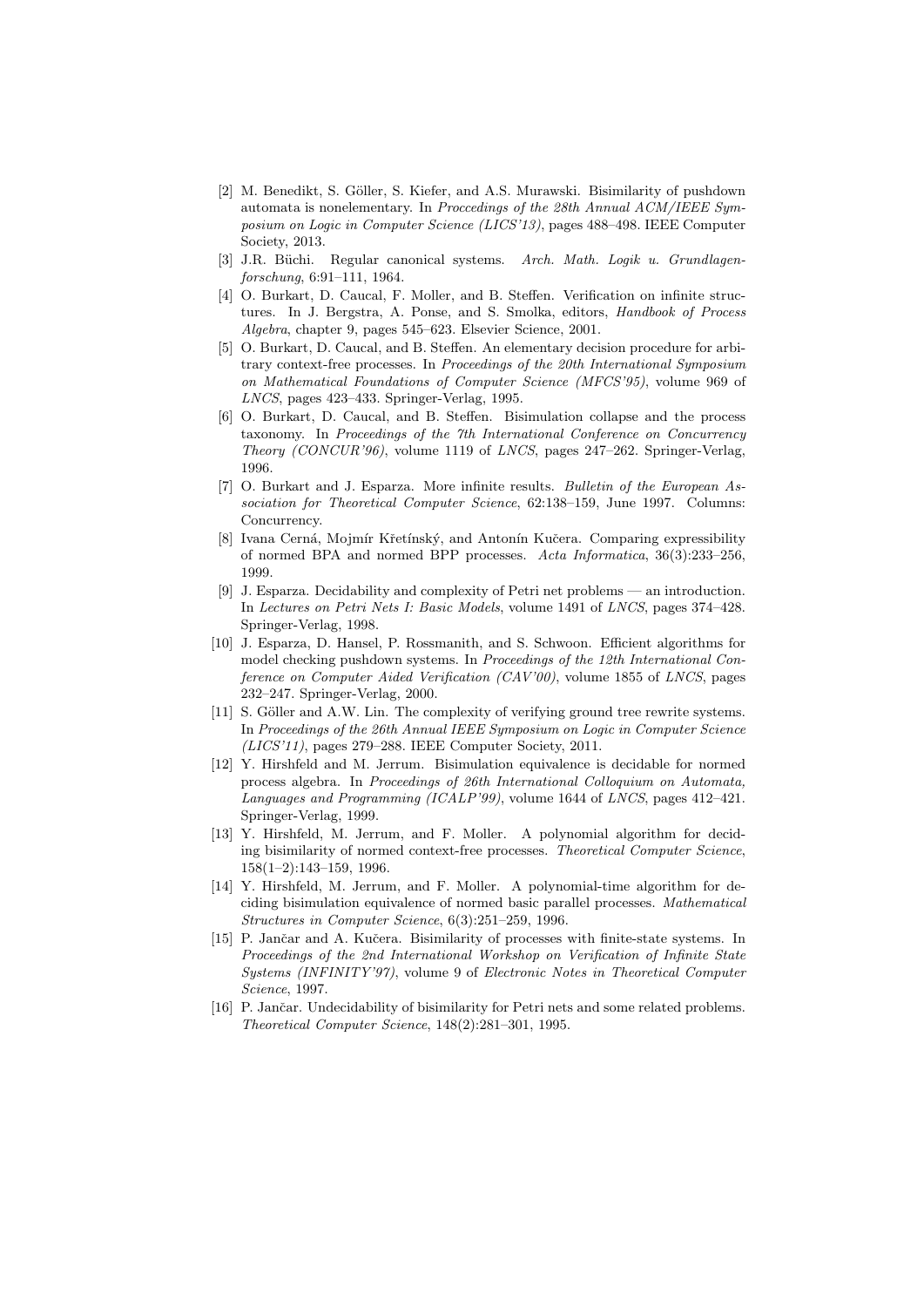[2] M. Benedikt, S. Göller, S. Kiefer, and A.S. Murawski. Bisimilarity of pushdown automata is nonelementary. In *Proccedings of the 28th Annual ACM/IEEE Symposium on Logic in Computer Science (LICS'13)*, pages 488–498. IEEE Computer Society, 2013.

[3] J.R. Büchi. Regular canonical systems. *Arch. Math. Logik u. Grundlagenforschung*, 6:91–111, 1964.

[4] O. Burkart, D. Caucal, F. Moller, and B. Steffen. Verification on infinite structures. In J. Bergstra, A. Ponse, and S. Smolka, editors, *Handbook of Process Algebra*, chapter 9, pages 545–623. Elsevier Science, 2001.

[5] O. Burkart, D. Caucal, and B. Steffen. An elementary decision procedure for arbitrary context-free processes. In *Proceedings of the 20th International Symposium on Mathematical Foundations of Computer Science (MFCS'95)*, volume 969 of *LNCS*, pages 423–433. Springer-Verlag, 1995.

[6] O. Burkart, D. Caucal, and B. Steffen. Bisimulation collapse and the process taxonomy. In *Proceedings of the 7th International Conference on Concurrency Theory (CONCUR'96)*, volume 1119 of *LNCS*, pages 247–262. Springer-Verlag, 1996.

[7] O. Burkart and J. Esparza. More infinite results. *Bulletin of the European Association for Theoretical Computer Science*, 62:138–159, June 1997. Columns: Concurrency.

[8] Ivana Cerná, Mojmír Křetínský, and Antonín Kučera. Comparing expressibility of normed BPA and normed BPP processes. *Acta Informatica*, 36(3):233–256, 1999.

[9] J. Esparza. Decidability and complexity of Petri net problems — an introduction. In *Lectures on Petri Nets I: Basic Models*, volume 1491 of *LNCS*, pages 374–428. Springer-Verlag, 1998.

[10] J. Esparza, D. Hansel, P. Rossmanith, and S. Schwoon. Efficient algorithms for model checking pushdown systems. In *Proceedings of the 12th International Conference on Computer Aided Verification (CAV'00)*, volume 1855 of *LNCS*, pages 232–247. Springer-Verlag, 2000.

[11] S. Göller and A.W. Lin. The complexity of verifying ground tree rewrite systems. In *Proceedings of the 26th Annual IEEE Symposium on Logic in Computer Science (LICS'11)*, pages 279–288. IEEE Computer Society, 2011.

[12] Y. Hirshfeld and M. Jerrum. Bisimulation equivalence is decidable for normed process algebra. In *Proceedings of 26th International Colloquium on Automata, Languages and Programming (ICALP'99)*, volume 1644 of *LNCS*, pages 412–421. Springer-Verlag, 1999.

[13] Y. Hirshfeld, M. Jerrum, and F. Moller. A polynomial algorithm for deciding bisimilarity of normed context-free processes. *Theoretical Computer Science*, 158(1–2):143–159, 1996.

[14] Y. Hirshfeld, M. Jerrum, and F. Moller. A polynomial-time algorithm for deciding bisimulation equivalence of normed basic parallel processes. *Mathematical Structures in Computer Science*, 6(3):251–259, 1996.

[15] P. Jančar and A. Kučera. Bisimilarity of processes with finite-state systems. In *Proceedings of the 2nd International Workshop on Verification of Infinite State Systems (INFINITY'97)*, volume 9 of *Electronic Notes in Theoretical Computer Science*, 1997.

[16] P. Jančar. Undecidability of bisimilarity for Petri nets and some related problems. *Theoretical Computer Science*, 148(2):281–301, 1995.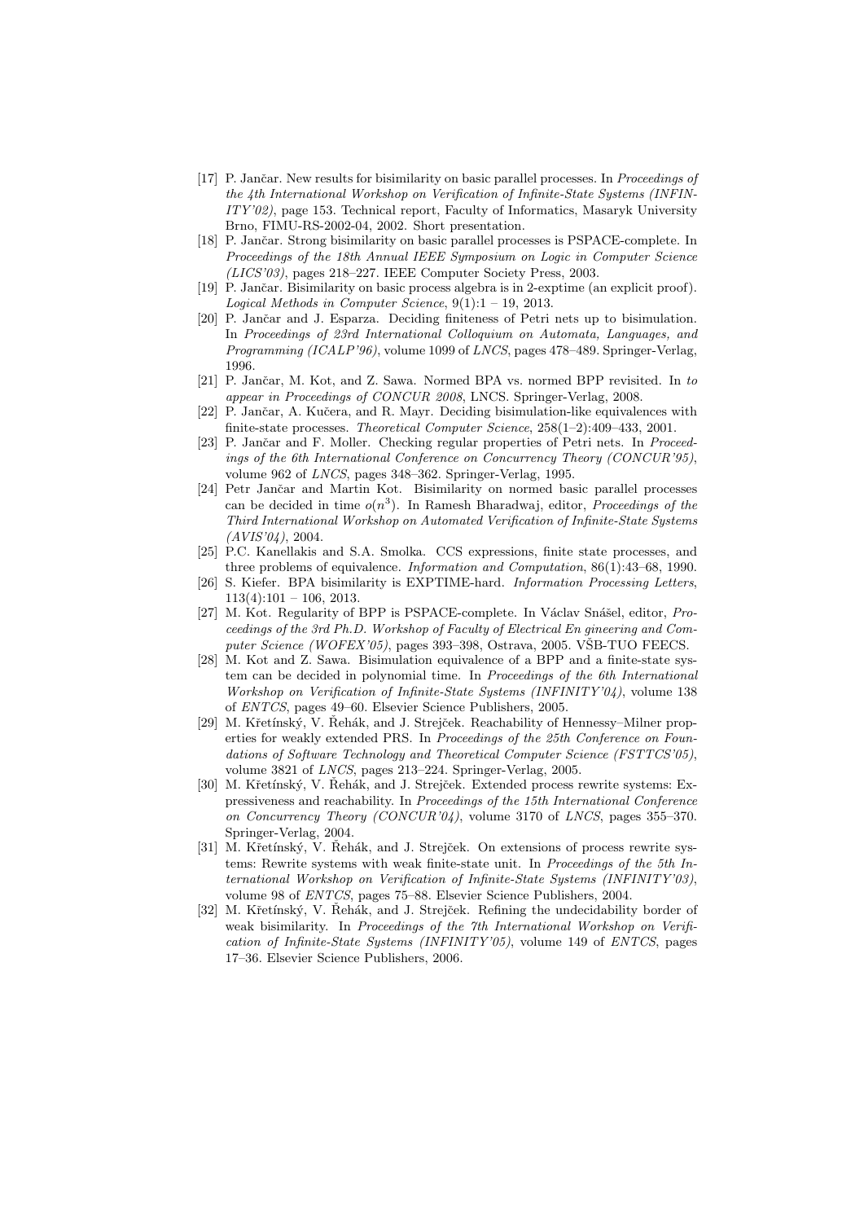[17] P. Jančar. New results for bisimilarity on basic parallel processes. In *Proceedings of the 4th International Workshop on Verification of Infinite-State Systems (INFINITY'02)*, page 153. Technical report, Faculty of Informatics, Masaryk University Brno, FIMU-RS-2002-04, 2002. Short presentation.

[18] P. Jančar. Strong bisimilarity on basic parallel processes is PSPACE-complete. In *Proceedings of the 18th Annual IEEE Symposium on Logic in Computer Science (LICS'03)*, pages 218–227. IEEE Computer Society Press, 2003.

[19] P. Jančar. Bisimilarity on basic process algebra is in 2-exptime (an explicit proof). *Logical Methods in Computer Science*, 9(1):1 – 19, 2013.

[20] P. Jančar and J. Esparza. Deciding finiteness of Petri nets up to bisimulation. In *Proceedings of 23rd International Colloquium on Automata, Languages, and Programming (ICALP'96)*, volume 1099 of *LNCS*, pages 478–489. Springer-Verlag, 1996.

[21] P. Jančar, M. Kot, and Z. Sawa. Normed BPA vs. normed BPP revisited. In *to appear in Proceedings of CONCUR 2008*, LNCS. Springer-Verlag, 2008.

[22] P. Jančar, A. Kučera, and R. Mayr. Deciding bisimulation-like equivalences with finite-state processes. *Theoretical Computer Science*, 258(1–2):409–433, 2001.

[23] P. Jančar and F. Moller. Checking regular properties of Petri nets. In *Proceedings of the 6th International Conference on Concurrency Theory (CONCUR'95)*, volume 962 of *LNCS*, pages 348–362. Springer-Verlag, 1995.

[24] Petr Jančar and Martin Kot. Bisimilarity on normed basic parallel processes can be decided in time $o(n^3)$. In Ramesh Bharadwaj, editor, *Proceedings of the Third International Workshop on Automated Verification of Infinite-State Systems (AVIS'04)*, 2004.

[25] P.C. Kanellakis and S.A. Smolka. CCS expressions, finite state processes, and three problems of equivalence. *Information and Computation*, 86(1):43–68, 1990.

[26] S. Kiefer. BPA bisimilarity is EXPTIME-hard. *Information Processing Letters*, 113(4):101 – 106, 2013.

[27] M. Kot. Regularity of BPP is PSPACE-complete. In Václav Snášel, editor, *Proceedings of the 3rd Ph.D. Workshop of Faculty of Electrical En gineering and Computer Science (WOFEX'05)*, pages 393–398, Ostrava, 2005. VŠB-TUO FEECS.

[28] M. Kot and Z. Sawa. Bisimulation equivalence of a BPP and a finite-state system can be decided in polynomial time. In *Proceedings of the 6th International Workshop on Verification of Infinite-State Systems (INFINITY'04)*, volume 138 of *ENTCS*, pages 49–60. Elsevier Science Publishers, 2005.

[29] M. Křetínský, V. Řehák, and J. Strejček. Reachability of Hennessy–Milner properties for weakly extended PRS. In *Proceedings of the 25th Conference on Foundations of Software Technology and Theoretical Computer Science (FSTTCS'05)*, volume 3821 of *LNCS*, pages 213–224. Springer-Verlag, 2005.

[30] M. Křetínský, V. Řehák, and J. Strejček. Extended process rewrite systems: Expressiveness and reachability. In *Proceedings of the 15th International Conference on Concurrency Theory (CONCUR'04)*, volume 3170 of *LNCS*, pages 355–370. Springer-Verlag, 2004.

[31] M. Křetínský, V. Řehák, and J. Strejček. On extensions of process rewrite systems: Rewrite systems with weak finite-state unit. In *Proceedings of the 5th International Workshop on Verification of Infinite-State Systems (INFINITY'03)*, volume 98 of *ENTCS*, pages 75–88. Elsevier Science Publishers, 2004.

[32] M. Křetínský, V. Řehák, and J. Strejček. Refining the undecidability border of weak bisimilarity. In *Proceedings of the 7th International Workshop on Verification of Infinite-State Systems (INFINITY'05)*, volume 149 of *ENTCS*, pages 17–36. Elsevier Science Publishers, 2006.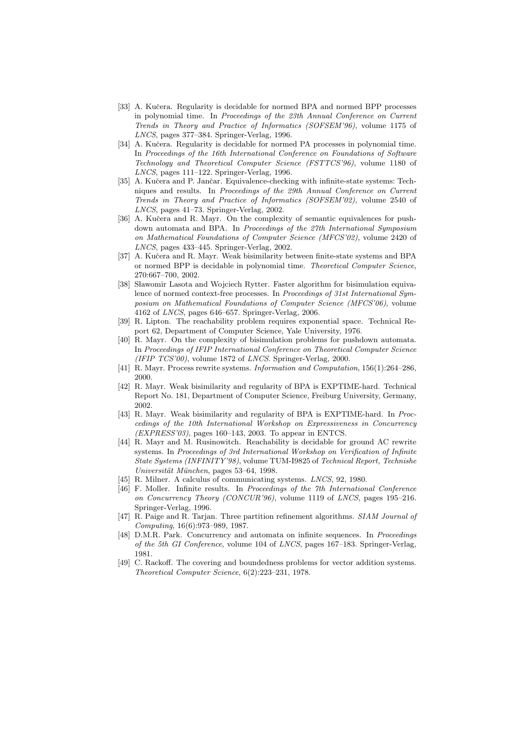[33] A. Kučera. Regularity is decidable for normed BPA and normed BPP processes in polynomial time. In *Proceedings of the 23th Annual Conference on Current Trends in Theory and Practice of Informatics (SOFSEM'96)*, volume 1175 of *LNCS*, pages 377–384. Springer-Verlag, 1996.

[34] A. Kučera. Regularity is decidable for normed PA processes in polynomial time. In *Proceedings of the 16th International Conference on Foundations of Software Technology and Theoretical Computer Science (FSTTCS'96)*, volume 1180 of *LNCS*, pages 111–122. Springer-Verlag, 1996.

[35] A. Kučera and P. Jančar. Equivalence-checking with infinite-state systems: Techniques and results. In *Proceedings of the 29th Annual Conference on Current Trends in Theory and Practice of Informatics (SOFSEM'02)*, volume 2540 of *LNCS*, pages 41–73. Springer-Verlag, 2002.

[36] A. Kučera and R. Mayr. On the complexity of semantic equivalences for pushdown automata and BPA. In *Proceedings of the 27th International Symposium on Mathematical Foundations of Computer Science (MFCS'02)*, volume 2420 of *LNCS*, pages 433–445. Springer-Verlag, 2002.

[37] A. Kučera and R. Mayr. Weak bisimilarity between finite-state systems and BPA or normed BPP is decidable in polynomial time. *Theoretical Computer Science*, 270:667–700, 2002.

[38] Sławomir Lasota and Wojciech Rytter. Faster algorithm for bisimulation equivalence of normed context-free processes. In *Proceedings of 31st International Symposium on Mathematical Foundations of Computer Science (MFCS'06)*, volume 4162 of *LNCS*, pages 646–657. Springer-Verlag, 2006.

[39] R. Lipton. The reachability problem requires exponential space. Technical Report 62, Department of Computer Science, Yale University, 1976.

[40] R. Mayr. On the complexity of bisimulation problems for pushdown automata. In *Proceedings of IFIP International Conference on Theoretical Computer Science (IFIP TCS'00)*, volume 1872 of *LNCS*. Springer-Verlag, 2000.

[41] R. Mayr. Process rewrite systems. *Information and Computation*, 156(1):264–286, 2000.

[42] R. Mayr. Weak bisimilarity and regularity of BPA is EXPTIME-hard. Technical Report No. 181, Department of Computer Science, Freiburg University, Germany, 2002.

[43] R. Mayr. Weak bisimilarity and regularity of BPA is EXPTIME-hard. In *Proccedings of the 10th International Workshop on Expressiveness in Concurrency (EXPRESS'03)*, pages 160–143, 2003. To appear in ENTCS.

[44] R. Mayr and M. Rusinowitch. Reachability is decidable for ground AC rewrite systems. In *Proceedings of 3rd International Workshop on Verification of Infinite State Systems (INFINITY'98)*, volume TUM-I9825 of *Technical Report, Technishe Universität München*, pages 53–64, 1998.

[45] R. Milner. A calculus of communicating systems. *LNCS*, 92, 1980.

[46] F. Moller. Infinite results. In *Proceedings of the 7th International Conference on Concurrency Theory (CONCUR'96)*, volume 1119 of *LNCS*, pages 195–216. Springer-Verlag, 1996.

[47] R. Paige and R. Tarjan. Three partition refinement algorithms. *SIAM Journal of Computing*, 16(6):973–989, 1987.

[48] D.M.R. Park. Concurrency and automata on infinite sequences. In *Proceedings of the 5th GI Conference*, volume 104 of *LNCS*, pages 167–183. Springer-Verlag, 1981.

[49] C. Rackoff. The covering and boundedness problems for vector addition systems. *Theoretical Computer Science*, 6(2):223–231, 1978.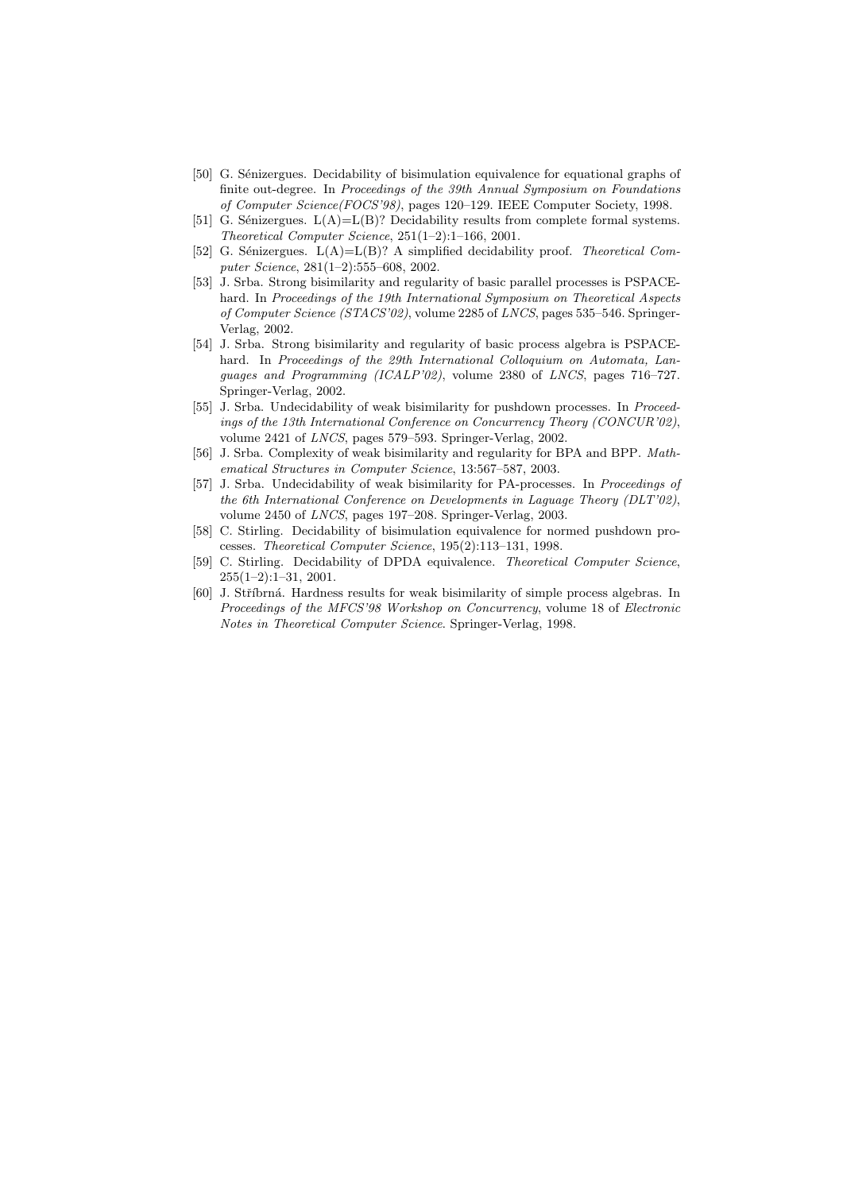[50] G. Sénizergues. Decidability of bisimulation equivalence for equational graphs of finite out-degree. In *Proceedings of the 39th Annual Symposium on Foundations of Computer Science(FOCS'98)*, pages 120–129. IEEE Computer Society, 1998.

[51] G. Sénizergues. L(A)=L(B)? Decidability results from complete formal systems. *Theoretical Computer Science*, 251(1–2):1–166, 2001.

[52] G. Sénizergues. L(A)=L(B)? A simplified decidability proof. *Theoretical Computer Science*, 281(1–2):555–608, 2002.

[53] J. Srba. Strong bisimilarity and regularity of basic parallel processes is PSPACE-hard. In *Proceedings of the 19th International Symposium on Theoretical Aspects of Computer Science (STACS'02)*, volume 2285 of *LNCS*, pages 535–546. Springer-Verlag, 2002.

[54] J. Srba. Strong bisimilarity and regularity of basic process algebra is PSPACE-hard. In *Proceedings of the 29th International Colloquium on Automata, Languages and Programming (ICALP'02)*, volume 2380 of *LNCS*, pages 716–727. Springer-Verlag, 2002.

[55] J. Srba. Undecidability of weak bisimilarity for pushdown processes. In *Proceedings of the 13th International Conference on Concurrency Theory (CONCUR'02)*, volume 2421 of *LNCS*, pages 579–593. Springer-Verlag, 2002.

[56] J. Srba. Complexity of weak bisimilarity and regularity for BPA and BPP. *Mathematical Structures in Computer Science*, 13:567–587, 2003.

[57] J. Srba. Undecidability of weak bisimilarity for PA-processes. In *Proceedings of the 6th International Conference on Developments in Laguage Theory (DLT'02)*, volume 2450 of *LNCS*, pages 197–208. Springer-Verlag, 2003.

[58] C. Stirling. Decidability of bisimulation equivalence for normed pushdown processes. *Theoretical Computer Science*, 195(2):113–131, 1998.

[59] C. Stirling. Decidability of DPDA equivalence. *Theoretical Computer Science*, 255(1–2):1–31, 2001.

[60] J. Stříbrná. Hardness results for weak bisimilarity of simple process algebras. In *Proceedings of the MFCS'98 Workshop on Concurrency*, volume 18 of *Electronic Notes in Theoretical Computer Science*. Springer-Verlag, 1998.